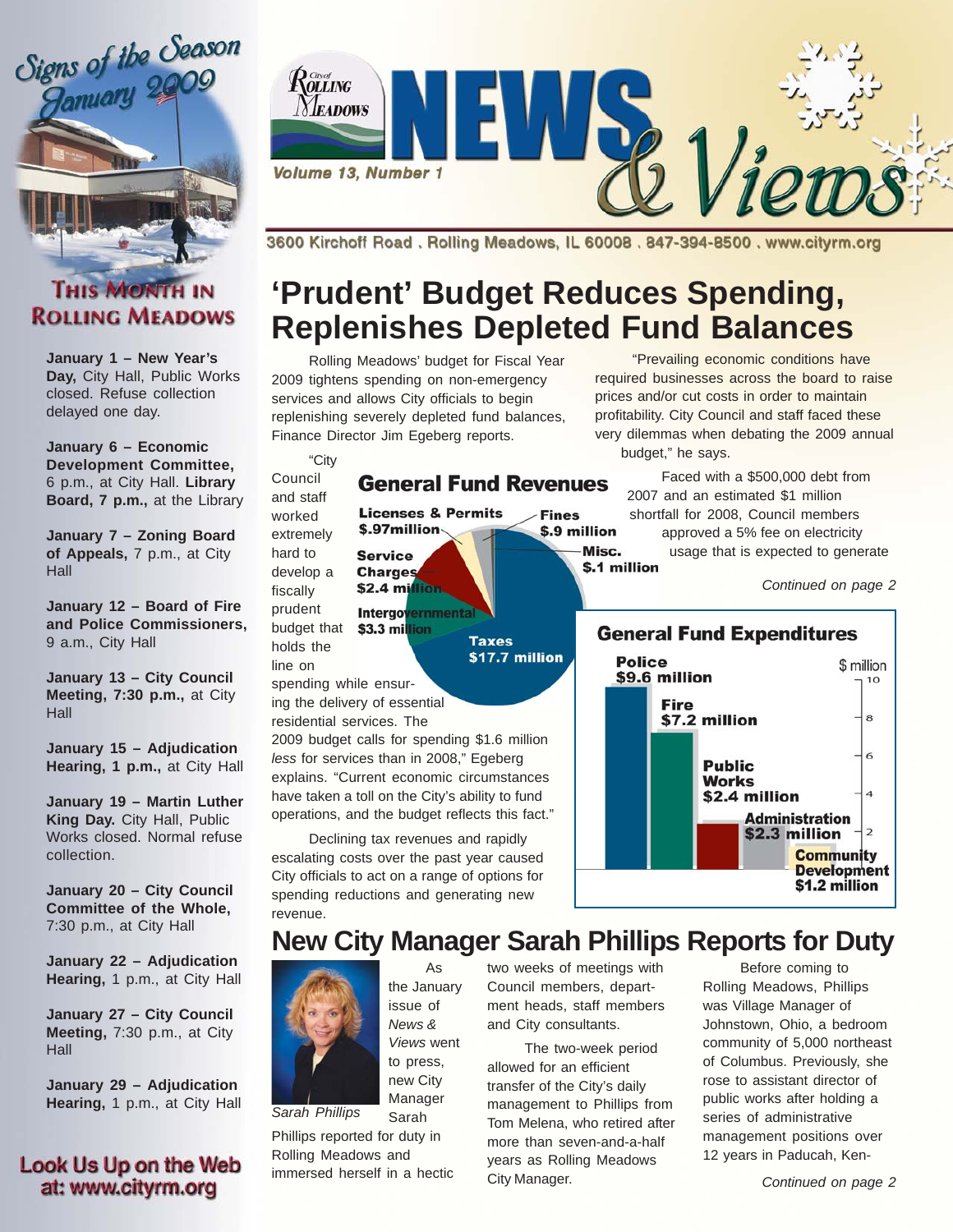# Signs of the Season
## January 2009

## This Month in Rolling Meadows

**January 1 – New Year's Day,** City Hall, Public Works closed. Refuse collection delayed one day.

**January 6 – Economic Development Committee,** 6 p.m., at City Hall. **Library Board, 7 p.m.,** at the Library

**January 7 – Zoning Board of Appeals,** 7 p.m., at City Hall

**January 12 – Board of Fire and Police Commissioners,** 9 a.m., City Hall

**January 13 – City Council Meeting, 7:30 p.m.,** at City Hall

**January 15 – Adjudication Hearing, 1 p.m.,** at City Hall

**January 19 – Martin Luther King Day.** City Hall, Public Works closed. Normal refuse collection.

**January 20 – City Council Committee of the Whole,** 7:30 p.m., at City Hall

**January 22 – Adjudication Hearing,** 1 p.m., at City Hall

**January 27 – City Council Meeting,** 7:30 p.m., at City Hall

**January 29 – Adjudication Hearing,** 1 p.m., at City Hall

**Look Us Up on the Web at: www.cityrm.org**

# City of Rolling Meadows NEWS & Views

*Volume 13, Number 1*

3600 Kirchoff Road . Rolling Meadows, IL 60008 . 847-394-8500 . www.cityrm.org

# 'Prudent' Budget Reduces Spending, Replenishes Depleted Fund Balances

Rolling Meadows' budget for Fiscal Year 2009 tightens spending on non-emergency services and allows City officials to begin replenishing severely depleted fund balances, Finance Director Jim Egeberg reports.

"City Council and staff worked extremely hard to develop a fiscally prudent budget that holds the line on spending while ensuring the delivery of essential residential services. The 2009 budget calls for spending $1.6 million *less* for services than in 2008," Egeberg explains. "Current economic circumstances have taken a toll on the City's ability to fund operations, and the budget reflects this fact."

Declining tax revenues and rapidly escalating costs over the past year caused City officials to act on a range of options for spending reductions and generating new revenue.

"Prevailing economic conditions have required businesses across the board to raise prices and/or cut costs in order to maintain profitability. City Council and staff faced these very dilemmas when debating the 2009 annual budget," he says.

Faced with a $500,000 debt from 2007 and an estimated $1 million shortfall for 2008, Council members approved a 5% fee on electricity usage that is expected to generate

*Continued on page 2*

**General Fund Revenues**

| Source | Amount |
| --- | --- |
| Taxes | $17.7 million |
| Intergovernmental | $3.3 million |
| Service Charges | $2.4 million |
| Licenses & Permits | $.97million |
| Fines | $.9 million |
| Misc. | $.1 million |

**General Fund Expenditures** ($ million)

| Department | Amount |
| --- | --- |
| Police | $9.6 million |
| Fire | $7.2 million |
| Public Works | $2.4 million |
| Administration | $2.3 million |
| Community Development | $1.2 million |

# New City Manager Sarah Phillips Reports for Duty

*Sarah Phillips*

As the January issue of *News & Views* went to press, new City Manager Sarah Phillips reported for duty in Rolling Meadows and immersed herself in a hectic two weeks of meetings with Council members, department heads, staff members and City consultants.

The two-week period allowed for an efficient transfer of the City's daily management to Phillips from Tom Melena, who retired after more than seven-and-a-half years as Rolling Meadows City Manager.

Before coming to Rolling Meadows, Phillips was Village Manager of Johnstown, Ohio, a bedroom community of 5,000 northeast of Columbus. Previously, she rose to assistant director of public works after holding a series of administrative management positions over 12 years in Paducah, Ken-

*Continued on page 2*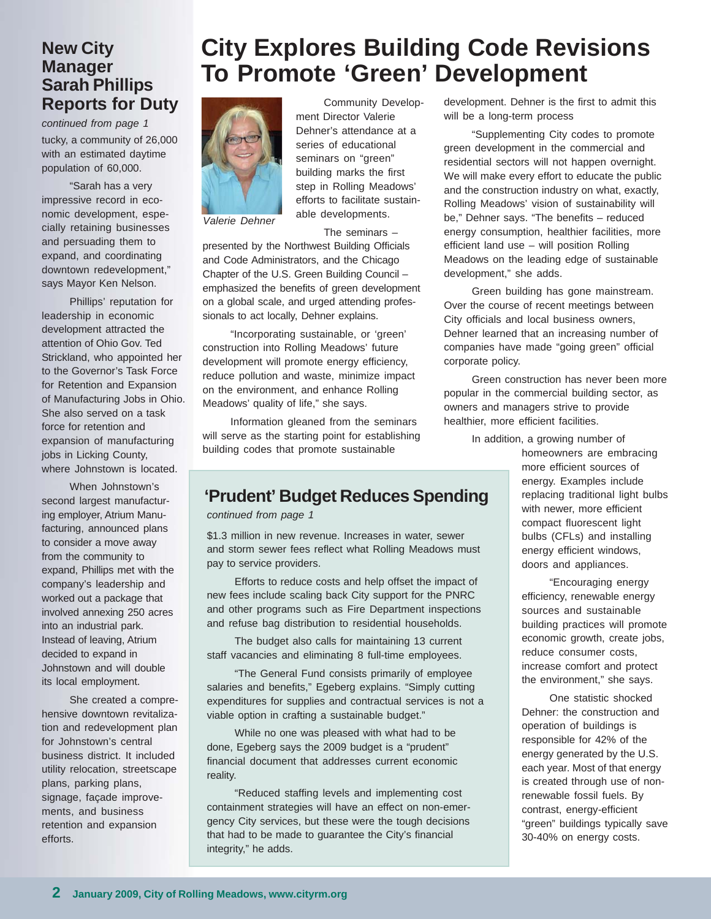## New City Manager Sarah Phillips Reports for Duty

*continued from page 1*

tucky, a community of 26,000 with an estimated daytime population of 60,000.

"Sarah has a very impressive record in economic development, especially retaining businesses and persuading them to expand, and coordinating downtown redevelopment," says Mayor Ken Nelson.

Phillips' reputation for leadership in economic development attracted the attention of Ohio Gov. Ted Strickland, who appointed her to the Governor's Task Force for Retention and Expansion of Manufacturing Jobs in Ohio. She also served on a task force for retention and expansion of manufacturing jobs in Licking County, where Johnstown is located.

When Johnstown's second largest manufacturing employer, Atrium Manufacturing, announced plans to consider a move away from the community to expand, Phillips met with the company's leadership and worked out a package that involved annexing 250 acres into an industrial park. Instead of leaving, Atrium decided to expand in Johnstown and will double its local employment.

She created a comprehensive downtown revitalization and redevelopment plan for Johnstown's central business district. It included utility relocation, streetscape plans, parking plans, signage, façade improvements, and business retention and expansion efforts.

# City Explores Building Code Revisions To Promote 'Green' Development

*Valerie Dehner*

Community Development Director Valerie Dehner's attendance at a series of educational seminars on "green" building marks the first step in Rolling Meadows' efforts to facilitate sustainable developments.

The seminars – presented by the Northwest Building Officials and Code Administrators, and the Chicago Chapter of the U.S. Green Building Council – emphasized the benefits of green development on a global scale, and urged attending professionals to act locally, Dehner explains.

"Incorporating sustainable, or 'green' construction into Rolling Meadows' future development will promote energy efficiency, reduce pollution and waste, minimize impact on the environment, and enhance Rolling Meadows' quality of life," she says.

Information gleaned from the seminars will serve as the starting point for establishing building codes that promote sustainable development. Dehner is the first to admit this will be a long-term process

"Supplementing City codes to promote green development in the commercial and residential sectors will not happen overnight. We will make every effort to educate the public and the construction industry on what, exactly, Rolling Meadows' vision of sustainability will be," Dehner says. "The benefits – reduced energy consumption, healthier facilities, more efficient land use – will position Rolling Meadows on the leading edge of sustainable development," she adds.

Green building has gone mainstream. Over the course of recent meetings between City officials and local business owners, Dehner learned that an increasing number of companies have made "going green" official corporate policy.

Green construction has never been more popular in the commercial building sector, as owners and managers strive to provide healthier, more efficient facilities.

In addition, a growing number of homeowners are embracing more efficient sources of energy. Examples include replacing traditional light bulbs with newer, more efficient compact fluorescent light bulbs (CFLs) and installing energy efficient windows, doors and appliances.

"Encouraging energy efficiency, renewable energy sources and sustainable building practices will promote economic growth, create jobs, reduce consumer costs, increase comfort and protect the environment," she says.

One statistic shocked Dehner: the construction and operation of buildings is responsible for 42% of the energy generated by the U.S. each year. Most of that energy is created through use of non-renewable fossil fuels. By contrast, energy-efficient "green" buildings typically save 30-40% on energy costs.

## 'Prudent' Budget Reduces Spending

*continued from page 1*

$1.3 million in new revenue. Increases in water, sewer and storm sewer fees reflect what Rolling Meadows must pay to service providers.

Efforts to reduce costs and help offset the impact of new fees include scaling back City support for the PNRC and other programs such as Fire Department inspections and refuse bag distribution to residential households.

The budget also calls for maintaining 13 current staff vacancies and eliminating 8 full-time employees.

"The General Fund consists primarily of employee salaries and benefits," Egeberg explains. "Simply cutting expenditures for supplies and contractual services is not a viable option in crafting a sustainable budget."

While no one was pleased with what had to be done, Egeberg says the 2009 budget is a "prudent" financial document that addresses current economic reality.

"Reduced staffing levels and implementing cost containment strategies will have an effect on non-emergency City services, but these were the tough decisions that had to be made to guarantee the City's financial integrity," he adds.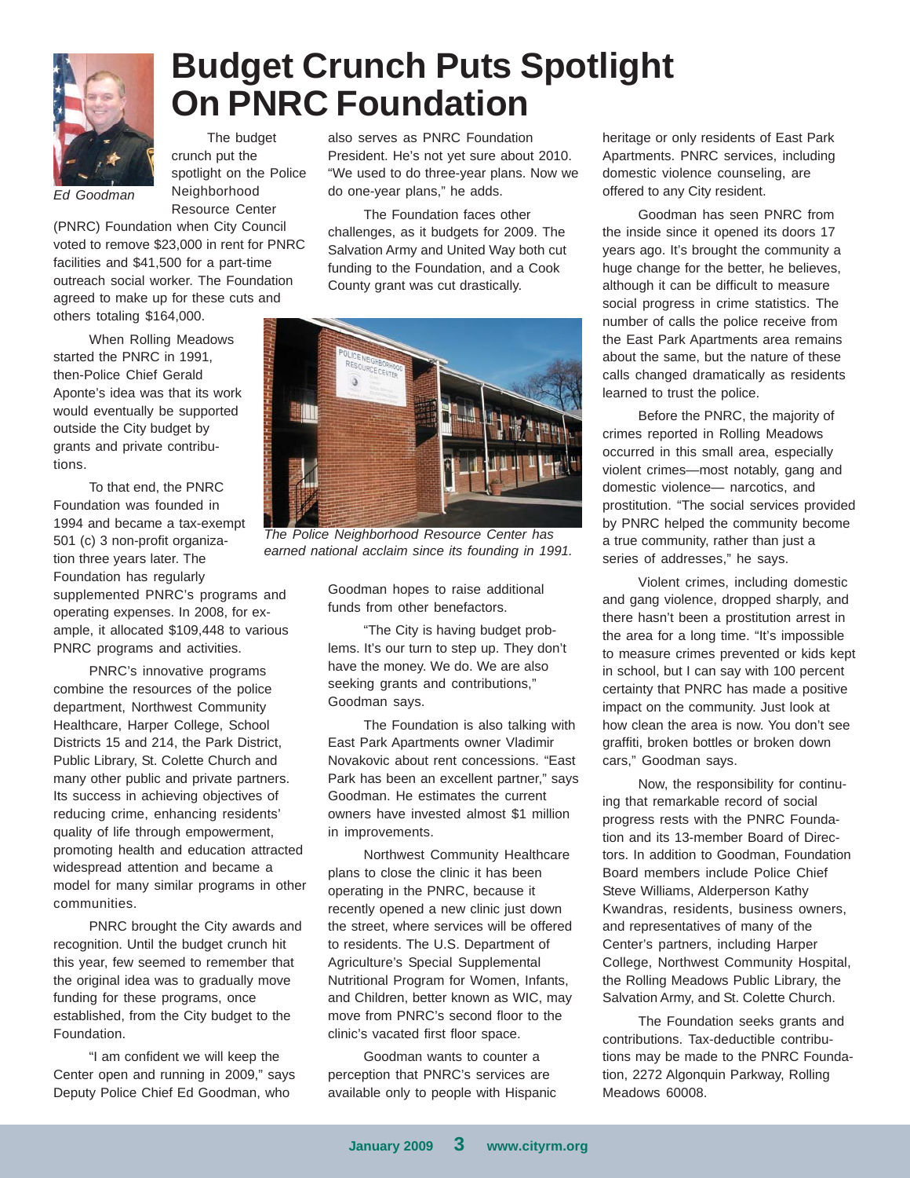# Budget Crunch Puts Spotlight On PNRC Foundation

*Ed Goodman*

The budget crunch put the spotlight on the Police Neighborhood Resource Center (PNRC) Foundation when City Council voted to remove $23,000 in rent for PNRC facilities and $41,500 for a part-time outreach social worker. The Foundation agreed to make up for these cuts and others totaling $164,000.

When Rolling Meadows started the PNRC in 1991, then-Police Chief Gerald Aponte's idea was that its work would eventually be supported outside the City budget by grants and private contributions.

To that end, the PNRC Foundation was founded in 1994 and became a tax-exempt 501 (c) 3 non-profit organization three years later. The Foundation has regularly supplemented PNRC's programs and operating expenses. In 2008, for example, it allocated $109,448 to various PNRC programs and activities.

PNRC's innovative programs combine the resources of the police department, Northwest Community Healthcare, Harper College, School Districts 15 and 214, the Park District, Public Library, St. Colette Church and many other public and private partners. Its success in achieving objectives of reducing crime, enhancing residents' quality of life through empowerment, promoting health and education attracted widespread attention and became a model for many similar programs in other communities.

PNRC brought the City awards and recognition. Until the budget crunch hit this year, few seemed to remember that the original idea was to gradually move funding for these programs, once established, from the City budget to the Foundation.

"I am confident we will keep the Center open and running in 2009," says Deputy Police Chief Ed Goodman, who also serves as PNRC Foundation President. He's not yet sure about 2010. "We used to do three-year plans. Now we do one-year plans," he adds.

The Foundation faces other challenges, as it budgets for 2009. The Salvation Army and United Way both cut funding to the Foundation, and a Cook County grant was cut drastically.

*The Police Neighborhood Resource Center has earned national acclaim since its founding in 1991.*

Goodman hopes to raise additional funds from other benefactors.

"The City is having budget problems. It's our turn to step up. They don't have the money. We do. We are also seeking grants and contributions," Goodman says.

The Foundation is also talking with East Park Apartments owner Vladimir Novakovic about rent concessions. "East Park has been an excellent partner," says Goodman. He estimates the current owners have invested almost $1 million in improvements.

Northwest Community Healthcare plans to close the clinic it has been operating in the PNRC, because it recently opened a new clinic just down the street, where services will be offered to residents. The U.S. Department of Agriculture's Special Supplemental Nutritional Program for Women, Infants, and Children, better known as WIC, may move from PNRC's second floor to the clinic's vacated first floor space.

Goodman wants to counter a perception that PNRC's services are available only to people with Hispanic heritage or only residents of East Park Apartments. PNRC services, including domestic violence counseling, are offered to any City resident.

Goodman has seen PNRC from the inside since it opened its doors 17 years ago. It's brought the community a huge change for the better, he believes, although it can be difficult to measure social progress in crime statistics. The number of calls the police receive from the East Park Apartments area remains about the same, but the nature of these calls changed dramatically as residents learned to trust the police.

Before the PNRC, the majority of crimes reported in Rolling Meadows occurred in this small area, especially violent crimes—most notably, gang and domestic violence— narcotics, and prostitution. "The social services provided by PNRC helped the community become a true community, rather than just a series of addresses," he says.

Violent crimes, including domestic and gang violence, dropped sharply, and there hasn't been a prostitution arrest in the area for a long time. "It's impossible to measure crimes prevented or kids kept in school, but I can say with 100 percent certainty that PNRC has made a positive impact on the community. Just look at how clean the area is now. You don't see graffiti, broken bottles or broken down cars," Goodman says.

Now, the responsibility for continuing that remarkable record of social progress rests with the PNRC Foundation and its 13-member Board of Directors. In addition to Goodman, Foundation Board members include Police Chief Steve Williams, Alderperson Kathy Kwandras, residents, business owners, and representatives of many of the Center's partners, including Harper College, Northwest Community Hospital, the Rolling Meadows Public Library, the Salvation Army, and St. Colette Church.

The Foundation seeks grants and contributions. Tax-deductible contributions may be made to the PNRC Foundation, 2272 Algonquin Parkway, Rolling Meadows 60008.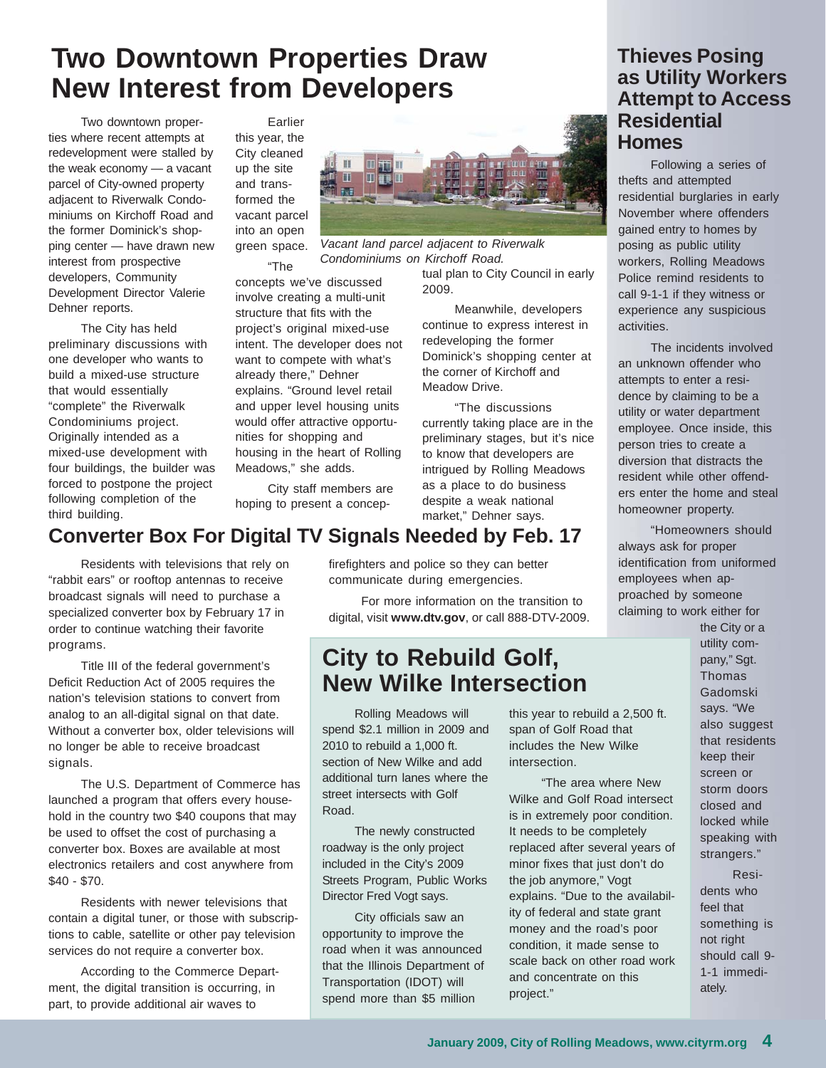# Two Downtown Properties Draw New Interest from Developers

Two downtown properties where recent attempts at redevelopment were stalled by the weak economy — a vacant parcel of City-owned property adjacent to Riverwalk Condominiums on Kirchoff Road and the former Dominick's shopping center — have drawn new interest from prospective developers, Community Development Director Valerie Dehner reports.

The City has held preliminary discussions with one developer who wants to build a mixed-use structure that would essentially "complete" the Riverwalk Condominiums project. Originally intended as a mixed-use development with four buildings, the builder was forced to postpone the project following completion of the third building.

Earlier this year, the City cleaned up the site and transformed the vacant parcel into an open green space.

*Vacant land parcel adjacent to Riverwalk Condominiums on Kirchoff Road.*

"The concepts we've discussed involve creating a multi-unit structure that fits with the project's original mixed-use intent. The developer does not want to compete with what's already there," Dehner explains. "Ground level retail and upper level housing units would offer attractive opportunities for shopping and housing in the heart of Rolling Meadows," she adds.

City staff members are hoping to present a conceptual plan to City Council in early 2009.

Meanwhile, developers continue to express interest in redeveloping the former Dominick's shopping center at the corner of Kirchoff and Meadow Drive.

"The discussions currently taking place are in the preliminary stages, but it's nice to know that developers are intrigued by Rolling Meadows as a place to do business despite a weak national market," Dehner says.

## Converter Box For Digital TV Signals Needed by Feb. 17

Residents with televisions that rely on "rabbit ears" or rooftop antennas to receive broadcast signals will need to purchase a specialized converter box by February 17 in order to continue watching their favorite programs.

Title III of the federal government's Deficit Reduction Act of 2005 requires the nation's television stations to convert from analog to an all-digital signal on that date. Without a converter box, older televisions will no longer be able to receive broadcast signals.

The U.S. Department of Commerce has launched a program that offers every household in the country two $40 coupons that may be used to offset the cost of purchasing a converter box. Boxes are available at most electronics retailers and cost anywhere from $40 - $70.

Residents with newer televisions that contain a digital tuner, or those with subscriptions to cable, satellite or other pay television services do not require a converter box.

According to the Commerce Department, the digital transition is occurring, in part, to provide additional air waves to firefighters and police so they can better communicate during emergencies.

For more information on the transition to digital, visit **www.dtv.gov**, or call 888-DTV-2009.

# City to Rebuild Golf, New Wilke Intersection

Rolling Meadows will spend $2.1 million in 2009 and 2010 to rebuild a 1,000 ft. section of New Wilke and add additional turn lanes where the street intersects with Golf Road.

The newly constructed roadway is the only project included in the City's 2009 Streets Program, Public Works Director Fred Vogt says.

City officials saw an opportunity to improve the road when it was announced that the Illinois Department of Transportation (IDOT) will spend more than $5 million this year to rebuild a 2,500 ft. span of Golf Road that includes the New Wilke intersection.

"The area where New Wilke and Golf Road intersect is in extremely poor condition. It needs to be completely replaced after several years of minor fixes that just don't do the job anymore," Vogt explains. "Due to the availability of federal and state grant money and the road's poor condition, it made sense to scale back on other road work and concentrate on this project."

# Thieves Posing as Utility Workers Attempt to Access Residential Homes

Following a series of thefts and attempted residential burglaries in early November where offenders gained entry to homes by posing as public utility workers, Rolling Meadows Police remind residents to call 9-1-1 if they witness or experience any suspicious activities.

The incidents involved an unknown offender who attempts to enter a residence by claiming to be a utility or water department employee. Once inside, this person tries to create a diversion that distracts the resident while other offenders enter the home and steal homeowner property.

"Homeowners should always ask for proper identification from uniformed employees when approached by someone claiming to work either for the City or a utility company," Sgt. Thomas Gadomski says. "We also suggest that residents keep their screen or storm doors closed and locked while speaking with strangers."

Residents who feel that something is not right should call 9-1-1 immediately.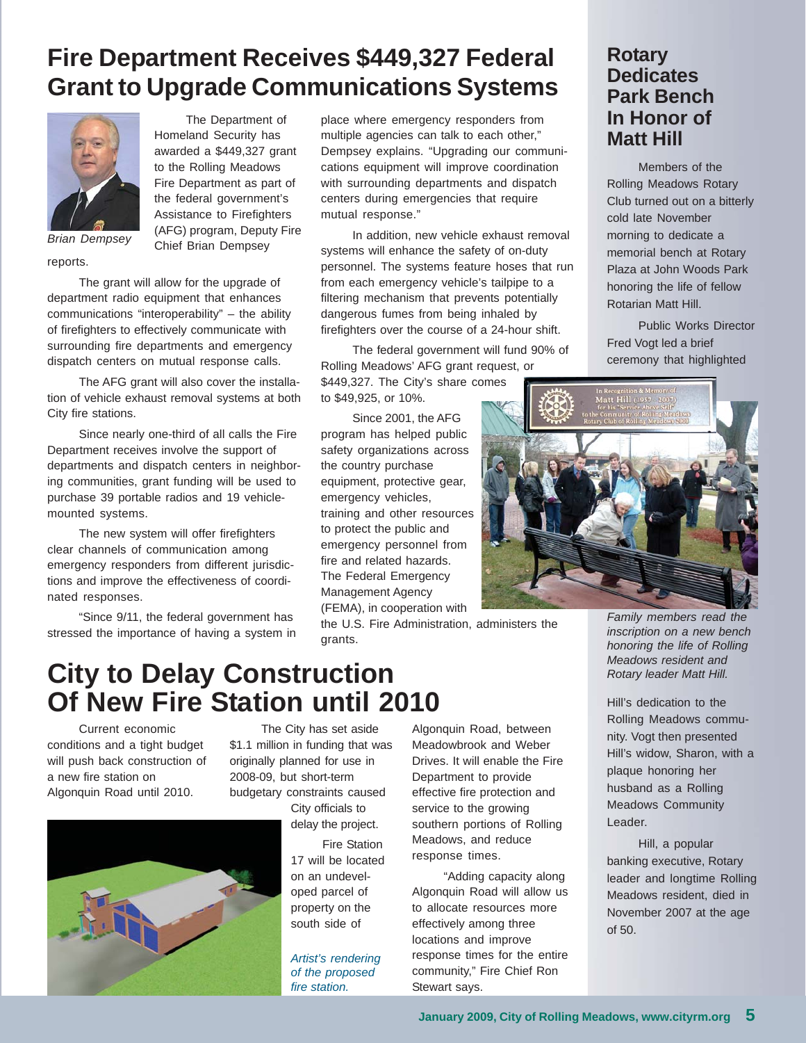# Fire Department Receives $449,327 Federal Grant to Upgrade Communications Systems

*Brian Dempsey*

The Department of Homeland Security has awarded a $449,327 grant to the Rolling Meadows Fire Department as part of the federal government's Assistance to Firefighters (AFG) program, Deputy Fire Chief Brian Dempsey reports.

The grant will allow for the upgrade of department radio equipment that enhances communications "interoperability" – the ability of firefighters to effectively communicate with surrounding fire departments and emergency dispatch centers on mutual response calls.

The AFG grant will also cover the installation of vehicle exhaust removal systems at both City fire stations.

Since nearly one-third of all calls the Fire Department receives involve the support of departments and dispatch centers in neighboring communities, grant funding will be used to purchase 39 portable radios and 19 vehicle-mounted systems.

The new system will offer firefighters clear channels of communication among emergency responders from different jurisdictions and improve the effectiveness of coordinated responses.

"Since 9/11, the federal government has stressed the importance of having a system in place where emergency responders from multiple agencies can talk to each other," Dempsey explains. "Upgrading our communications equipment will improve coordination with surrounding departments and dispatch centers during emergencies that require mutual response."

In addition, new vehicle exhaust removal systems will enhance the safety of on-duty personnel. The systems feature hoses that run from each emergency vehicle's tailpipe to a filtering mechanism that prevents potentially dangerous fumes from being inhaled by firefighters over the course of a 24-hour shift.

The federal government will fund 90% of Rolling Meadows' AFG grant request, or $449,327. The City's share comes to $49,925, or 10%.

Since 2001, the AFG program has helped public safety organizations across the country purchase equipment, protective gear, emergency vehicles, training and other resources to protect the public and emergency personnel from fire and related hazards. The Federal Emergency Management Agency (FEMA), in cooperation with the U.S. Fire Administration, administers the grants.

# City to Delay Construction Of New Fire Station until 2010

Current economic conditions and a tight budget will push back construction of a new fire station on Algonquin Road until 2010.

The City has set aside $1.1 million in funding that was originally planned for use in 2008-09, but short-term budgetary constraints caused City officials to delay the project.

Fire Station 17 will be located on an undeveloped parcel of property on the south side of Algonquin Road, between Meadowbrook and Weber Drives. It will enable the Fire Department to provide effective fire protection and service to the growing southern portions of Rolling Meadows, and reduce response times.

"Adding capacity along Algonquin Road will allow us to allocate resources more effectively among three locations and improve response times for the entire community," Fire Chief Ron Stewart says.

*Artist's rendering of the proposed fire station.*

# Rotary Dedicates Park Bench In Honor of Matt Hill

Members of the Rolling Meadows Rotary Club turned out on a bitterly cold late November morning to dedicate a memorial bench at Rotary Plaza at John Woods Park honoring the life of fellow Rotarian Matt Hill.

Public Works Director Fred Vogt led a brief ceremony that highlighted Hill's dedication to the Rolling Meadows community. Vogt then presented Hill's widow, Sharon, with a plaque honoring her husband as a Rolling Meadows Community Leader.

*Family members read the inscription on a new bench honoring the life of Rolling Meadows resident and Rotary leader Matt Hill.*

Hill, a popular banking executive, Rotary leader and longtime Rolling Meadows resident, died in November 2007 at the age of 50.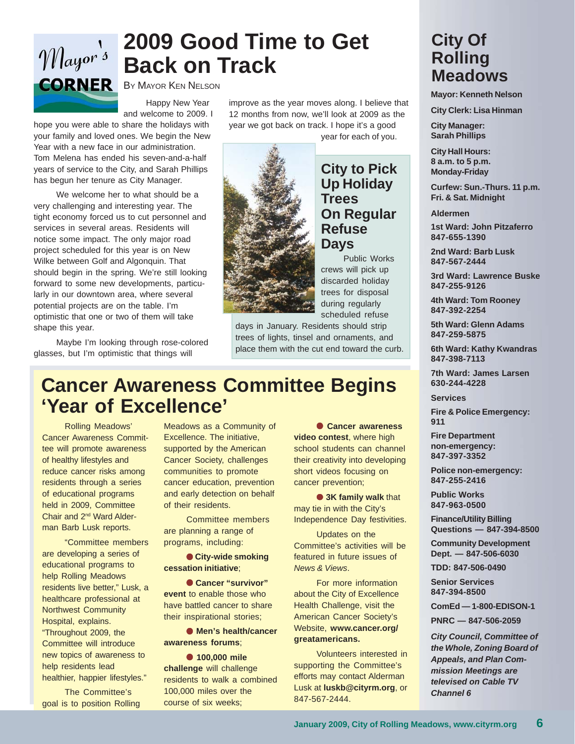Mayor's CORNER

# 2009 Good Time to Get Back on Track

By Mayor Ken Nelson

Happy New Year and welcome to 2009. I hope you were able to share the holidays with your family and loved ones. We begin the New Year with a new face in our administration. Tom Melena has ended his seven-and-a-half years of service to the City, and Sarah Phillips has begun her tenure as City Manager.

We welcome her to what should be a very challenging and interesting year. The tight economy forced us to cut personnel and services in several areas. Residents will notice some impact. The only major road project scheduled for this year is on New Wilke between Golf and Algonquin. That should begin in the spring. We're still looking forward to some new developments, particularly in our downtown area, where several potential projects are on the table. I'm optimistic that one or two of them will take shape this year.

Maybe I'm looking through rose-colored glasses, but I'm optimistic that things will improve as the year moves along. I believe that 12 months from now, we'll look at 2009 as the year we got back on track. I hope it's a good year for each of you.

## City to Pick Up Holiday Trees On Regular Refuse Days

Public Works crews will pick up discarded holiday trees for disposal during regularly scheduled refuse days in January. Residents should strip trees of lights, tinsel and ornaments, and place them with the cut end toward the curb.

# Cancer Awareness Committee Begins 'Year of Excellence'

Rolling Meadows' Cancer Awareness Committee will promote awareness of healthy lifestyles and reduce cancer risks among residents through a series of educational programs held in 2009, Committee Chair and 2nd Ward Alderman Barb Lusk reports.

"Committee members are developing a series of educational programs to help Rolling Meadows residents live better," Lusk, a healthcare professional at Northwest Community Hospital, explains. "Throughout 2009, the Committee will introduce new topics of awareness to help residents lead healthier, happier lifestyles."

The Committee's goal is to position Rolling Meadows as a Community of Excellence. The initiative, supported by the American Cancer Society, challenges communities to promote cancer education, prevention and early detection on behalf of their residents.

Committee members are planning a range of programs, including:

- **City-wide smoking cessation initiative**;
- **Cancer "survivor" event** to enable those who have battled cancer to share their inspirational stories;
- **Men's health/cancer awareness forums**;
- **100,000 mile challenge** will challenge residents to walk a combined 100,000 miles over the course of six weeks;
- **Cancer awareness video contest**, where high school students can channel their creativity into developing short videos focusing on cancer prevention;
- **3K family walk** that may tie in with the City's Independence Day festivities.

Updates on the Committee's activities will be featured in future issues of *News & Views*.

For more information about the City of Excellence Health Challenge, visit the American Cancer Society's Website, **www.cancer.org/greatamericans.**

Volunteers interested in supporting the Committee's efforts may contact Alderman Lusk at **luskb@cityrm.org**, or 847-567-2444.

## City Of Rolling Meadows

**Mayor: Kenneth Nelson**

**City Clerk: Lisa Hinman**

**City Manager: Sarah Phillips**

**City Hall Hours: 8 a.m. to 5 p.m. Monday-Friday**

**Curfew: Sun.-Thurs. 11 p.m. Fri. & Sat. Midnight**

**Aldermen**

**1st Ward: John Pitzaferro 847-655-1390**

**2nd Ward: Barb Lusk 847-567-2444**

**3rd Ward: Lawrence Buske 847-255-9126**

**4th Ward: Tom Rooney 847-392-2254**

**5th Ward: Glenn Adams 847-259-5875**

**6th Ward: Kathy Kwandras 847-398-7113**

**7th Ward: James Larsen 630-244-4228**

**Services**

**Fire & Police Emergency: 911**

**Fire Department non-emergency: 847-397-3352**

**Police non-emergency: 847-255-2416**

**Public Works 847-963-0500**

**Finance/Utility Billing Questions — 847-394-8500**

**Community Development Dept. — 847-506-6030**

**TDD: 847-506-0490**

**Senior Services 847-394-8500**

**ComEd — 1-800-EDISON-1**

**PNRC — 847-506-2059**

***City Council, Committee of the Whole, Zoning Board of Appeals, and Plan Commission Meetings are televised on Cable TV Channel 6***